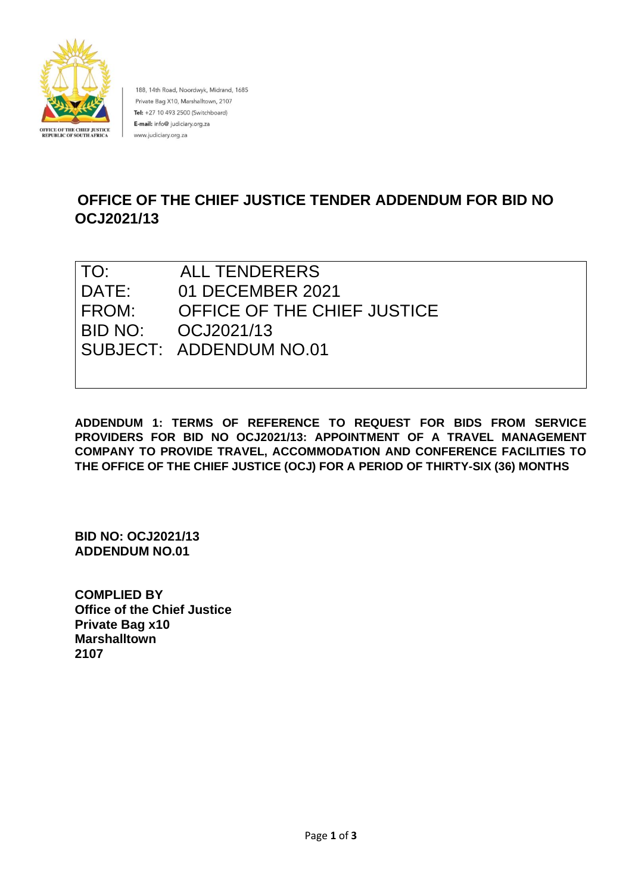OFFICE OF THE CHIEF JUSTICE
REPUBLIC OF SOUTH AFRICA

188, 14th Road, Noordwyk, Midrand, 1685
Private Bag X10, Marshalltown, 2107
**Tel:** +27 10 493 2500 (Switchboard)
**E-mail:** info@ judiciary.org.za
www.judiciary.org.za

# OFFICE OF THE CHIEF JUSTICE TENDER ADDENDUM FOR BID NO OCJ2021/13

| | |
|---|---|
| TO: | ALL TENDERERS |
| DATE: | 01 DECEMBER 2021 |
| FROM: | OFFICE OF THE CHIEF JUSTICE |
| BID NO: | OCJ2021/13 |
| SUBJECT: | ADDENDUM NO.01 |

**ADDENDUM 1: TERMS OF REFERENCE TO REQUEST FOR BIDS FROM SERVICE PROVIDERS FOR BID NO OCJ2021/13: APPOINTMENT OF A TRAVEL MANAGEMENT COMPANY TO PROVIDE TRAVEL, ACCOMMODATION AND CONFERENCE FACILITIES TO THE OFFICE OF THE CHIEF JUSTICE (OCJ) FOR A PERIOD OF THIRTY-SIX (36) MONTHS**

**BID NO: OCJ2021/13**
**ADDENDUM NO.01**

**COMPLIED BY**
**Office of the Chief Justice**
**Private Bag x10**
**Marshalltown**
**2107**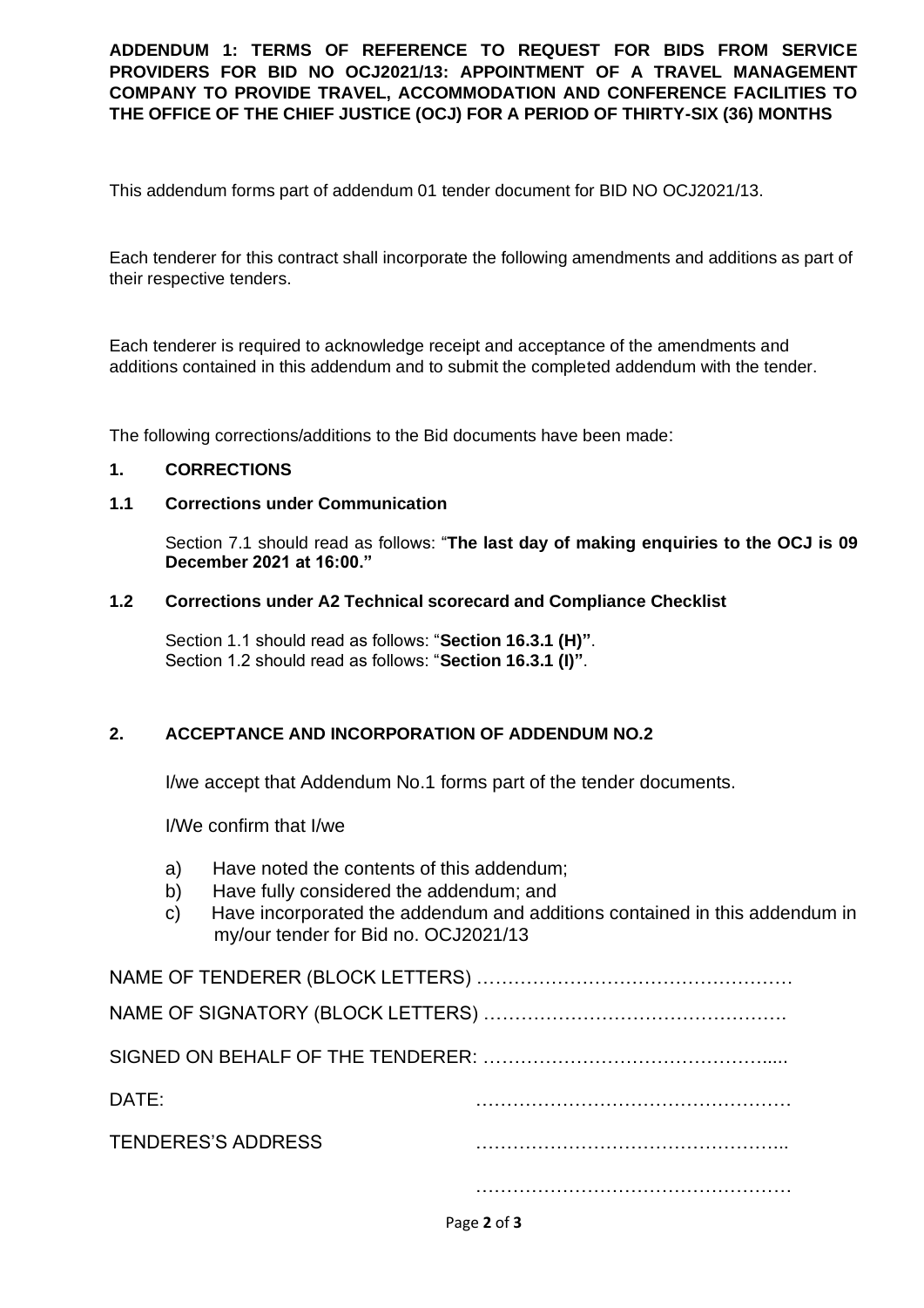**ADDENDUM 1: TERMS OF REFERENCE TO REQUEST FOR BIDS FROM SERVICE PROVIDERS FOR BID NO OCJ2021/13: APPOINTMENT OF A TRAVEL MANAGEMENT COMPANY TO PROVIDE TRAVEL, ACCOMMODATION AND CONFERENCE FACILITIES TO THE OFFICE OF THE CHIEF JUSTICE (OCJ) FOR A PERIOD OF THIRTY-SIX (36) MONTHS**

This addendum forms part of addendum 01 tender document for BID NO OCJ2021/13.

Each tenderer for this contract shall incorporate the following amendments and additions as part of their respective tenders.

Each tenderer is required to acknowledge receipt and acceptance of the amendments and additions contained in this addendum and to submit the completed addendum with the tender.

The following corrections/additions to the Bid documents have been made:

## 1. CORRECTIONS

### 1.1 Corrections under Communication

Section 7.1 should read as follows: "**The last day of making enquiries to the OCJ is 09 December 2021 at 16:00."**

### 1.2 Corrections under A2 Technical scorecard and Compliance Checklist

Section 1.1 should read as follows: "**Section 16.3.1 (H)"**.
Section 1.2 should read as follows: "**Section 16.3.1 (I)"**.

## 2. ACCEPTANCE AND INCORPORATION OF ADDENDUM NO.2

I/we accept that Addendum No.1 forms part of the tender documents.

I/We confirm that I/we

a) Have noted the contents of this addendum;
b) Have fully considered the addendum; and
c) Have incorporated the addendum and additions contained in this addendum in my/our tender for Bid no. OCJ2021/13

NAME OF TENDERER (BLOCK LETTERS) ……………………………………………

NAME OF SIGNATORY (BLOCK LETTERS) ………………………………………….

SIGNED ON BEHALF OF THE TENDERER: ……………………………………….....

DATE: ……………………………………………

TENDERES'S ADDRESS ………………………………………….. 

……………………………………………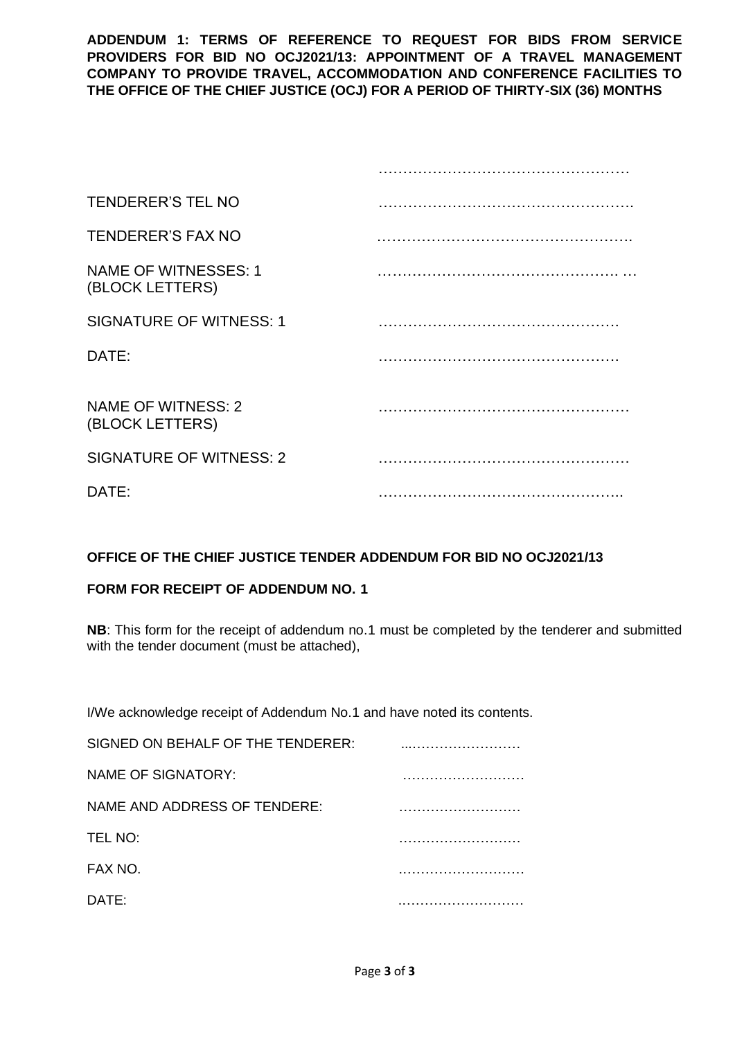**ADDENDUM 1: TERMS OF REFERENCE TO REQUEST FOR BIDS FROM SERVICE PROVIDERS FOR BID NO OCJ2021/13: APPOINTMENT OF A TRAVEL MANAGEMENT COMPANY TO PROVIDE TRAVEL, ACCOMMODATION AND CONFERENCE FACILITIES TO THE OFFICE OF THE CHIEF JUSTICE (OCJ) FOR A PERIOD OF THIRTY-SIX (36) MONTHS**

| | |
|---|---|
| | …………………………………………… |
| TENDERER'S TEL NO | ……………………………………………. |
| TENDERER'S FAX NO | ……………………………………………. |
| NAME OF WITNESSES: 1 (BLOCK LETTERS) | ………………………………………. … |
| SIGNATURE OF WITNESS: 1 | …………………………………………. |
| DATE: | …………………………………………. |
| NAME OF WITNESS: 2 (BLOCK LETTERS) | …………………………………………… |
| SIGNATURE OF WITNESS: 2 | …………………………………………… |
| DATE: | ………………………………………….. |

**OFFICE OF THE CHIEF JUSTICE TENDER ADDENDUM FOR BID NO OCJ2021/13**

**FORM FOR RECEIPT OF ADDENDUM NO. 1**

**NB**: This form for the receipt of addendum no.1 must be completed by the tenderer and submitted with the tender document (must be attached),

I/We acknowledge receipt of Addendum No.1 and have noted its contents.

| | |
|---|---|
| SIGNED ON BEHALF OF THE TENDERER: | ...…………………… |
| NAME OF SIGNATORY: | ……………………… |
| NAME AND ADDRESS OF TENDERE: | ……………………… |
| TEL NO: | ……………………… |
| FAX NO. | ……………………… |
| DATE: | ……………………… |